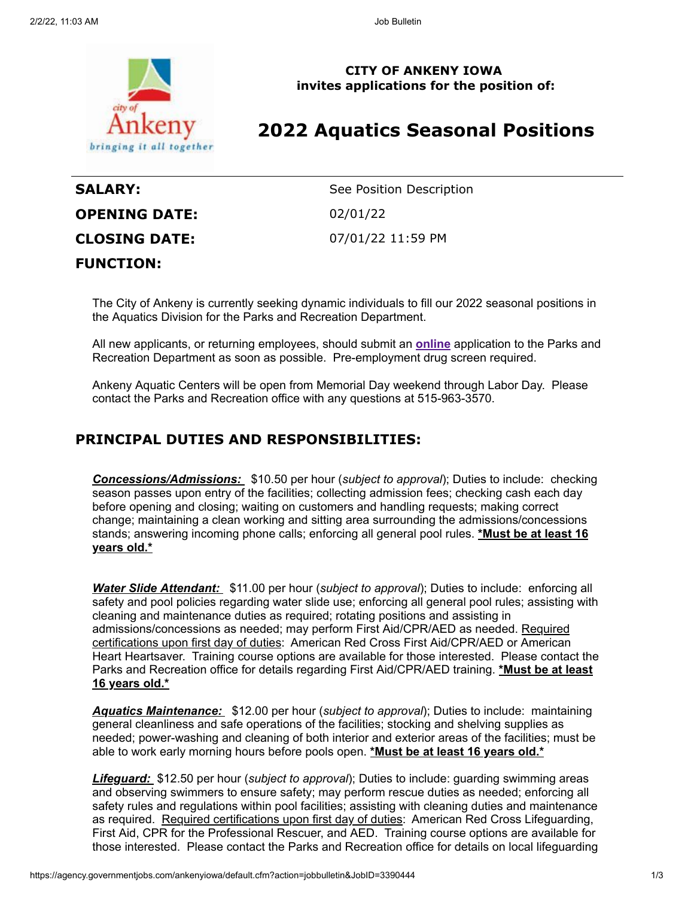**CITY OF ANKENY IOWA**
**invites applications for the position of:**

# 2022 Aquatics Seasonal Positions

| | |
|---|---|
| **SALARY:** | See Position Description |
| **OPENING DATE:** | 02/01/22 |
| **CLOSING DATE:** | 07/01/22 11:59 PM |

**FUNCTION:**

The City of Ankeny is currently seeking dynamic individuals to fill our 2022 seasonal positions in the Aquatics Division for the Parks and Recreation Department.

All new applicants, or returning employees, should submit an **online** application to the Parks and Recreation Department as soon as possible. Pre-employment drug screen required.

Ankeny Aquatic Centers will be open from Memorial Day weekend through Labor Day. Please contact the Parks and Recreation office with any questions at 515-963-3570.

## PRINCIPAL DUTIES AND RESPONSIBILITIES:

***Concessions/Admissions:*** $10.50 per hour (*subject to approval*); Duties to include: checking season passes upon entry of the facilities; collecting admission fees; checking cash each day before opening and closing; waiting on customers and handling requests; making correct change; maintaining a clean working and sitting area surrounding the admissions/concessions stands; answering incoming phone calls; enforcing all general pool rules. ***Must be at least 16 years old.***

***Water Slide Attendant:*** $11.00 per hour (*subject to approval*); Duties to include: enforcing all safety and pool policies regarding water slide use; enforcing all general pool rules; assisting with cleaning and maintenance duties as required; rotating positions and assisting in admissions/concessions as needed; may perform First Aid/CPR/AED as needed. Required certifications upon first day of duties: American Red Cross First Aid/CPR/AED or American Heart Heartsaver. Training course options are available for those interested. Please contact the Parks and Recreation office for details regarding First Aid/CPR/AED training. ***Must be at least 16 years old.***

***Aquatics Maintenance:*** $12.00 per hour (*subject to approval*); Duties to include: maintaining general cleanliness and safe operations of the facilities; stocking and shelving supplies as needed; power-washing and cleaning of both interior and exterior areas of the facilities; must be able to work early morning hours before pools open. ***Must be at least 16 years old.***

***Lifeguard:*** $12.50 per hour (*subject to approval*); Duties to include: guarding swimming areas and observing swimmers to ensure safety; may perform rescue duties as needed; enforcing all safety rules and regulations within pool facilities; assisting with cleaning duties and maintenance as required. Required certifications upon first day of duties: American Red Cross Lifeguarding, First Aid, CPR for the Professional Rescuer, and AED. Training course options are available for those interested. Please contact the Parks and Recreation office for details on local lifeguarding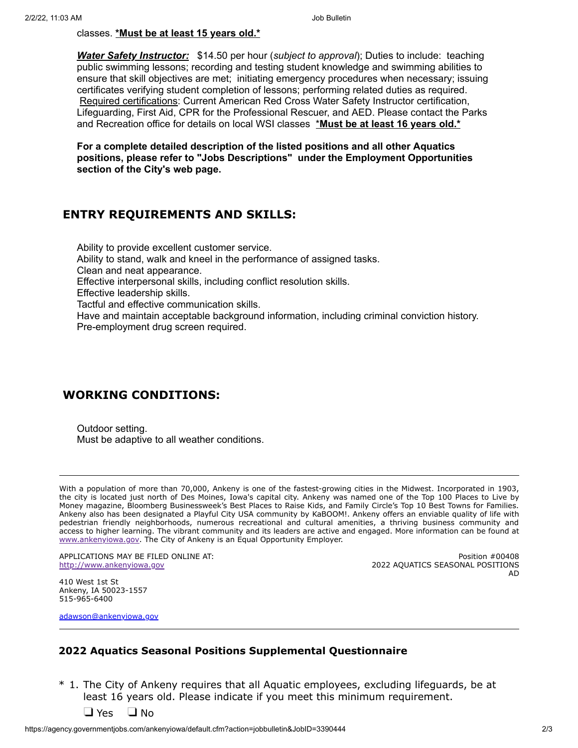classes. ***Must be at least 15 years old.***

***Water Safety Instructor:*** $14.50 per hour (*subject to approval*); Duties to include: teaching public swimming lessons; recording and testing student knowledge and swimming abilities to ensure that skill objectives are met; initiating emergency procedures when necessary; issuing certificates verifying student completion of lessons; performing related duties as required. Required certifications: Current American Red Cross Water Safety Instructor certification, Lifeguarding, First Aid, CPR for the Professional Rescuer, and AED. Please contact the Parks and Recreation office for details on local WSI classes ***Must be at least 16 years old.***

**For a complete detailed description of the listed positions and all other Aquatics positions, please refer to "Jobs Descriptions" under the Employment Opportunities section of the City's web page.**

## ENTRY REQUIREMENTS AND SKILLS:

Ability to provide excellent customer service.
Ability to stand, walk and kneel in the performance of assigned tasks.
Clean and neat appearance.
Effective interpersonal skills, including conflict resolution skills.
Effective leadership skills.
Tactful and effective communication skills.
Have and maintain acceptable background information, including criminal conviction history.
Pre-employment drug screen required.

## WORKING CONDITIONS:

Outdoor setting.
Must be adaptive to all weather conditions.

---

With a population of more than 70,000, Ankeny is one of the fastest-growing cities in the Midwest. Incorporated in 1903, the city is located just north of Des Moines, Iowa's capital city. Ankeny was named one of the Top 100 Places to Live by Money magazine, Bloomberg Businessweek's Best Places to Raise Kids, and Family Circle's Top 10 Best Towns for Families. Ankeny also has been designated a Playful City USA community by KaBOOM!. Ankeny offers an enviable quality of life with pedestrian friendly neighborhoods, numerous recreational and cultural amenities, a thriving business community and access to higher learning. The vibrant community and its leaders are active and engaged. More information can be found at www.ankenyiowa.gov. The City of Ankeny is an Equal Opportunity Employer.

APPLICATIONS MAY BE FILED ONLINE AT:
http://www.ankenyiowa.gov

410 West 1st St
Ankeny, IA 50023-1557
515-965-6400

adawson@ankenyiowa.gov

Position #00408
2022 AQUATICS SEASONAL POSITIONS
AD

---

### 2022 Aquatics Seasonal Positions Supplemental Questionnaire

\* 1. The City of Ankeny requires that all Aquatic employees, excluding lifeguards, be at least 16 years old. Please indicate if you meet this minimum requirement.

☐ Yes ☐ No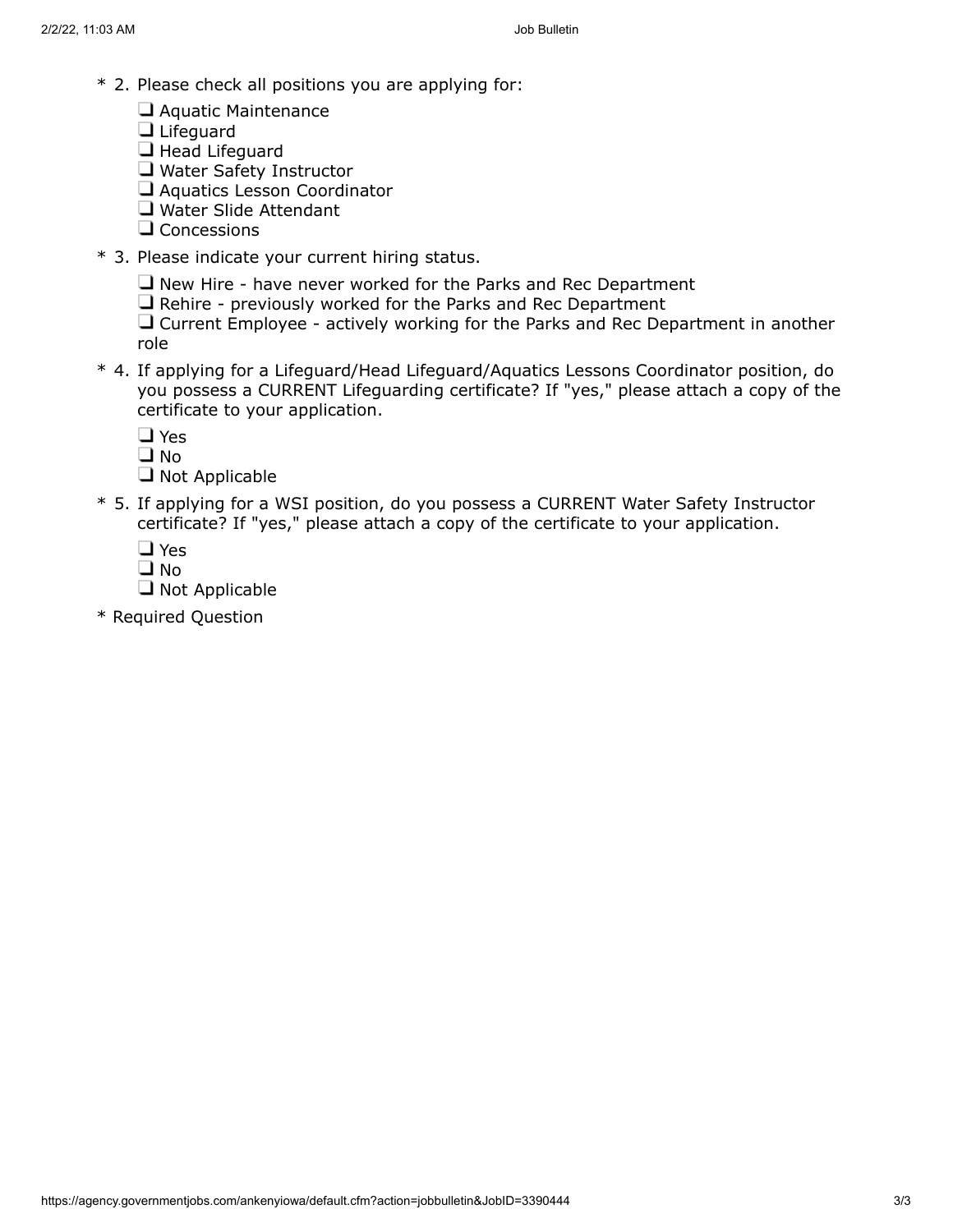\* 2. Please check all positions you are applying for:

- ❑ Aquatic Maintenance
- ❑ Lifeguard
- ❑ Head Lifeguard
- ❑ Water Safety Instructor
- ❑ Aquatics Lesson Coordinator
- ❑ Water Slide Attendant
- ❑ Concessions

\* 3. Please indicate your current hiring status.

- ❑ New Hire - have never worked for the Parks and Rec Department
- ❑ Rehire - previously worked for the Parks and Rec Department
- ❑ Current Employee - actively working for the Parks and Rec Department in another role

\* 4. If applying for a Lifeguard/Head Lifeguard/Aquatics Lessons Coordinator position, do you possess a CURRENT Lifeguarding certificate? If "yes," please attach a copy of the certificate to your application.

- ❑ Yes
- ❑ No
- ❑ Not Applicable

\* 5. If applying for a WSI position, do you possess a CURRENT Water Safety Instructor certificate? If "yes," please attach a copy of the certificate to your application.

- ❑ Yes
- ❑ No
- ❑ Not Applicable

\* Required Question